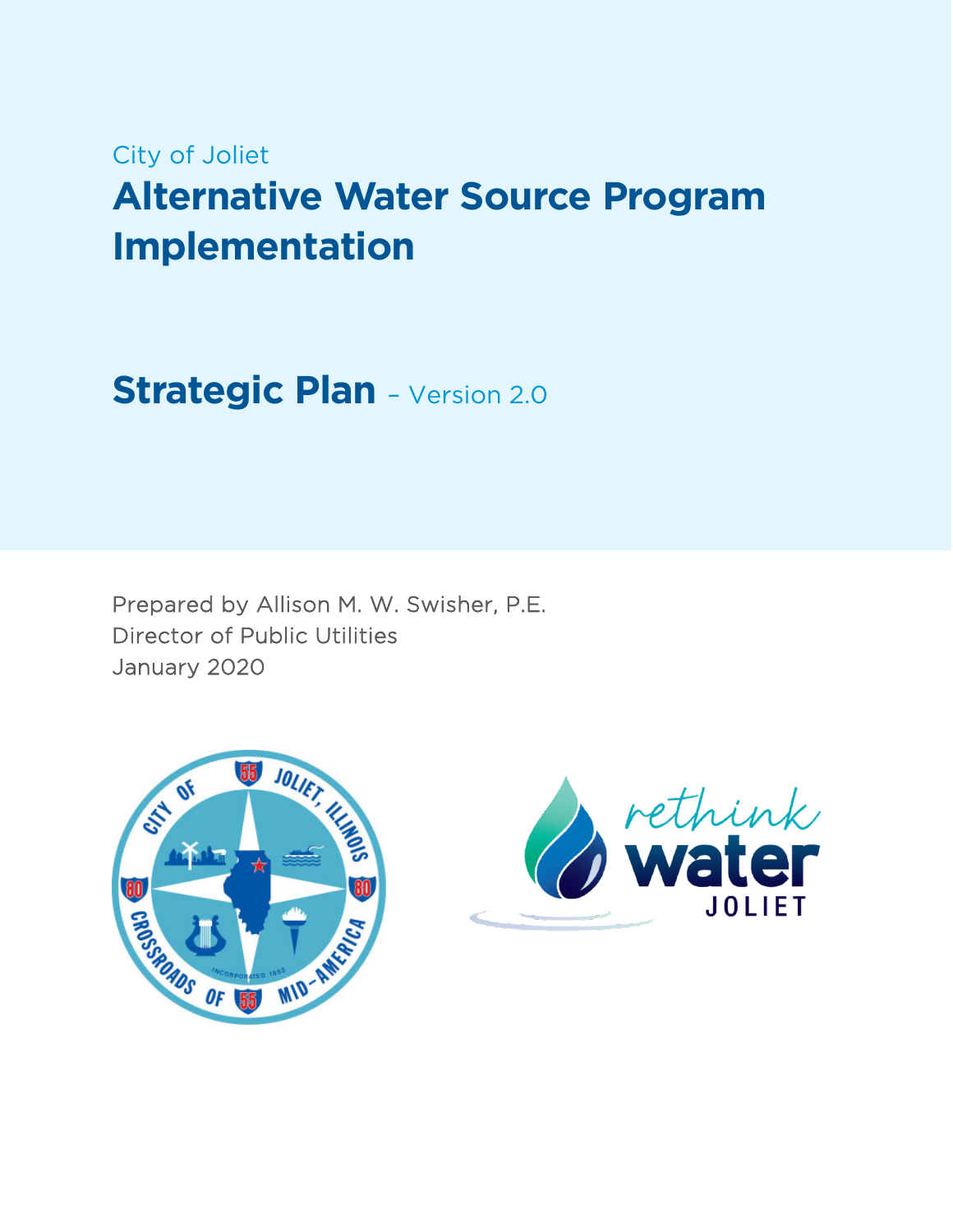City of Joliet

# Alternative Water Source Program Implementation

## Strategic Plan – Version 2.0

Prepared by Allison M. W. Swisher, P.E.
Director of Public Utilities
January 2020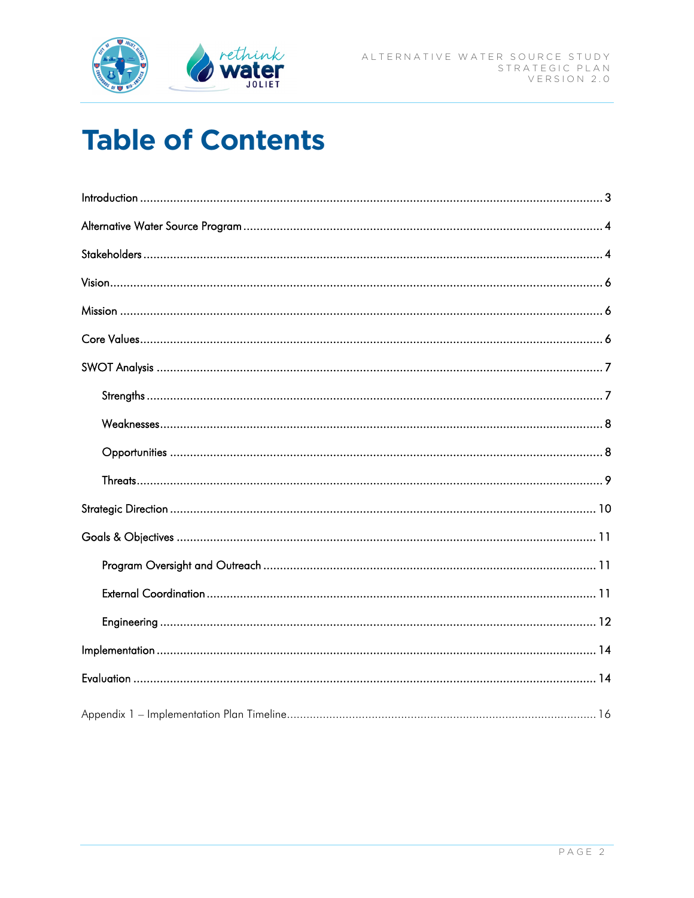# Table of Contents

Introduction ........................................................................ 3

Alternative Water Source Program ........................................................................ 4

Stakeholders ........................................................................ 4

Vision ........................................................................ 6

Mission ........................................................................ 6

Core Values ........................................................................ 6

SWOT Analysis ........................................................................ 7

- Strengths ........................................................................ 7
- Weaknesses ........................................................................ 8
- Opportunities ........................................................................ 8
- Threats ........................................................................ 9

Strategic Direction ........................................................................ 10

Goals & Objectives ........................................................................ 11

- Program Oversight and Outreach ........................................................................ 11
- External Coordination ........................................................................ 11
- Engineering ........................................................................ 12

Implementation ........................................................................ 14

Evaluation ........................................................................ 14

Appendix 1 – Implementation Plan Timeline ........................................................................ 16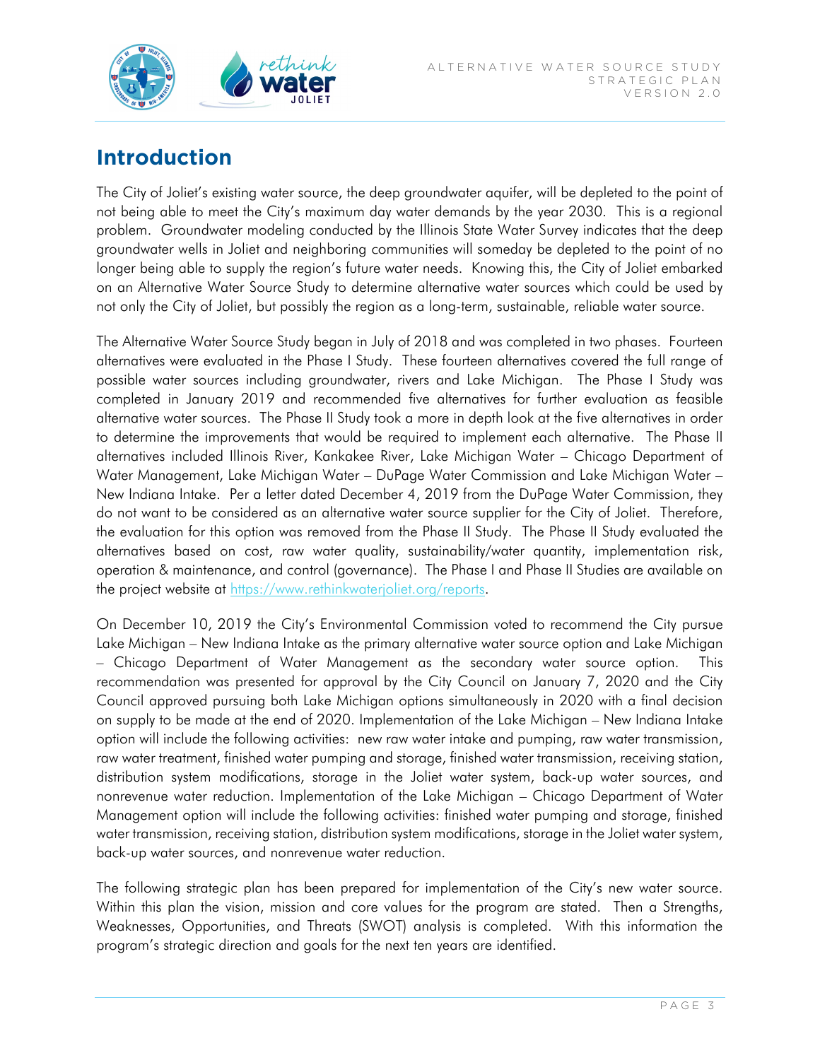# Introduction

The City of Joliet's existing water source, the deep groundwater aquifer, will be depleted to the point of not being able to meet the City's maximum day water demands by the year 2030. This is a regional problem. Groundwater modeling conducted by the Illinois State Water Survey indicates that the deep groundwater wells in Joliet and neighboring communities will someday be depleted to the point of no longer being able to supply the region's future water needs. Knowing this, the City of Joliet embarked on an Alternative Water Source Study to determine alternative water sources which could be used by not only the City of Joliet, but possibly the region as a long-term, sustainable, reliable water source.

The Alternative Water Source Study began in July of 2018 and was completed in two phases. Fourteen alternatives were evaluated in the Phase I Study. These fourteen alternatives covered the full range of possible water sources including groundwater, rivers and Lake Michigan. The Phase I Study was completed in January 2019 and recommended five alternatives for further evaluation as feasible alternative water sources. The Phase II Study took a more in depth look at the five alternatives in order to determine the improvements that would be required to implement each alternative. The Phase II alternatives included Illinois River, Kankakee River, Lake Michigan Water – Chicago Department of Water Management, Lake Michigan Water – DuPage Water Commission and Lake Michigan Water – New Indiana Intake. Per a letter dated December 4, 2019 from the DuPage Water Commission, they do not want to be considered as an alternative water source supplier for the City of Joliet. Therefore, the evaluation for this option was removed from the Phase II Study. The Phase II Study evaluated the alternatives based on cost, raw water quality, sustainability/water quantity, implementation risk, operation & maintenance, and control (governance). The Phase I and Phase II Studies are available on the project website at https://www.rethinkwaterjoliet.org/reports.

On December 10, 2019 the City's Environmental Commission voted to recommend the City pursue Lake Michigan – New Indiana Intake as the primary alternative water source option and Lake Michigan – Chicago Department of Water Management as the secondary water source option. This recommendation was presented for approval by the City Council on January 7, 2020 and the City Council approved pursuing both Lake Michigan options simultaneously in 2020 with a final decision on supply to be made at the end of 2020. Implementation of the Lake Michigan – New Indiana Intake option will include the following activities: new raw water intake and pumping, raw water transmission, raw water treatment, finished water pumping and storage, finished water transmission, receiving station, distribution system modifications, storage in the Joliet water system, back-up water sources, and nonrevenue water reduction. Implementation of the Lake Michigan – Chicago Department of Water Management option will include the following activities: finished water pumping and storage, finished water transmission, receiving station, distribution system modifications, storage in the Joliet water system, back-up water sources, and nonrevenue water reduction.

The following strategic plan has been prepared for implementation of the City's new water source. Within this plan the vision, mission and core values for the program are stated. Then a Strengths, Weaknesses, Opportunities, and Threats (SWOT) analysis is completed. With this information the program's strategic direction and goals for the next ten years are identified.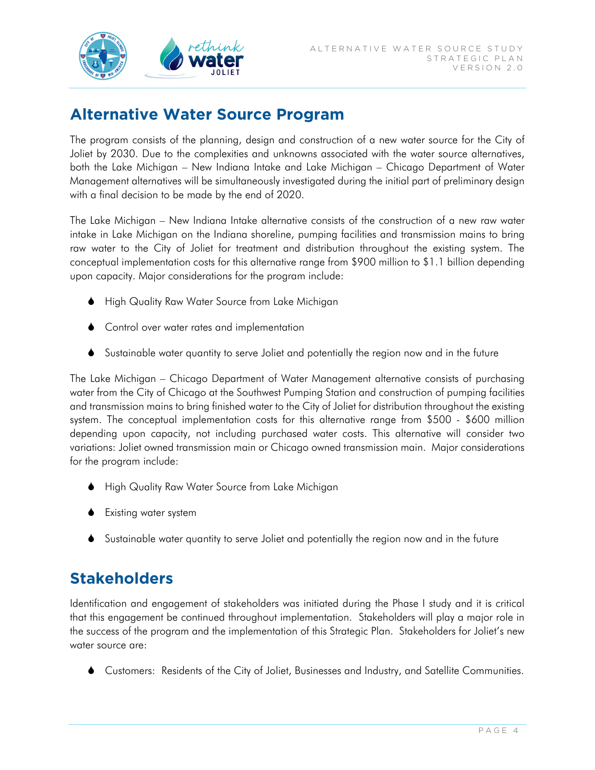## Alternative Water Source Program

The program consists of the planning, design and construction of a new water source for the City of Joliet by 2030. Due to the complexities and unknowns associated with the water source alternatives, both the Lake Michigan – New Indiana Intake and Lake Michigan – Chicago Department of Water Management alternatives will be simultaneously investigated during the initial part of preliminary design with a final decision to be made by the end of 2020.

The Lake Michigan – New Indiana Intake alternative consists of the construction of a new raw water intake in Lake Michigan on the Indiana shoreline, pumping facilities and transmission mains to bring raw water to the City of Joliet for treatment and distribution throughout the existing system. The conceptual implementation costs for this alternative range from $900 million to $1.1 billion depending upon capacity. Major considerations for the program include:

- High Quality Raw Water Source from Lake Michigan
- Control over water rates and implementation
- Sustainable water quantity to serve Joliet and potentially the region now and in the future

The Lake Michigan – Chicago Department of Water Management alternative consists of purchasing water from the City of Chicago at the Southwest Pumping Station and construction of pumping facilities and transmission mains to bring finished water to the City of Joliet for distribution throughout the existing system. The conceptual implementation costs for this alternative range from $500 - $600 million depending upon capacity, not including purchased water costs. This alternative will consider two variations: Joliet owned transmission main or Chicago owned transmission main. Major considerations for the program include:

- High Quality Raw Water Source from Lake Michigan
- Existing water system
- Sustainable water quantity to serve Joliet and potentially the region now and in the future

## Stakeholders

Identification and engagement of stakeholders was initiated during the Phase I study and it is critical that this engagement be continued throughout implementation. Stakeholders will play a major role in the success of the program and the implementation of this Strategic Plan. Stakeholders for Joliet's new water source are:

- Customers: Residents of the City of Joliet, Businesses and Industry, and Satellite Communities.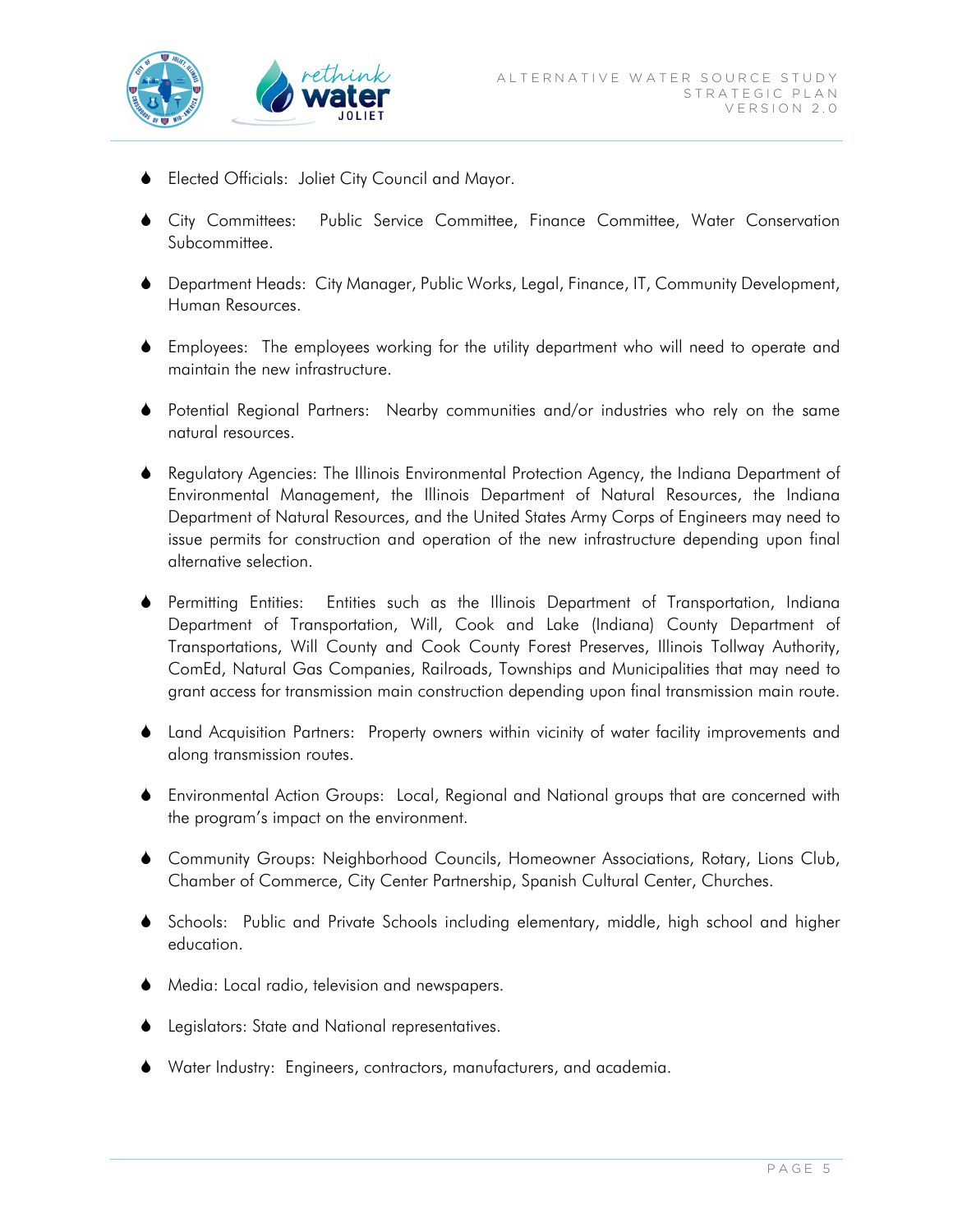- Elected Officials: Joliet City Council and Mayor.
- City Committees: Public Service Committee, Finance Committee, Water Conservation Subcommittee.
- Department Heads: City Manager, Public Works, Legal, Finance, IT, Community Development, Human Resources.
- Employees: The employees working for the utility department who will need to operate and maintain the new infrastructure.
- Potential Regional Partners: Nearby communities and/or industries who rely on the same natural resources.
- Regulatory Agencies: The Illinois Environmental Protection Agency, the Indiana Department of Environmental Management, the Illinois Department of Natural Resources, the Indiana Department of Natural Resources, and the United States Army Corps of Engineers may need to issue permits for construction and operation of the new infrastructure depending upon final alternative selection.
- Permitting Entities: Entities such as the Illinois Department of Transportation, Indiana Department of Transportation, Will, Cook and Lake (Indiana) County Department of Transportations, Will County and Cook County Forest Preserves, Illinois Tollway Authority, ComEd, Natural Gas Companies, Railroads, Townships and Municipalities that may need to grant access for transmission main construction depending upon final transmission main route.
- Land Acquisition Partners: Property owners within vicinity of water facility improvements and along transmission routes.
- Environmental Action Groups: Local, Regional and National groups that are concerned with the program's impact on the environment.
- Community Groups: Neighborhood Councils, Homeowner Associations, Rotary, Lions Club, Chamber of Commerce, City Center Partnership, Spanish Cultural Center, Churches.
- Schools: Public and Private Schools including elementary, middle, high school and higher education.
- Media: Local radio, television and newspapers.
- Legislators: State and National representatives.
- Water Industry: Engineers, contractors, manufacturers, and academia.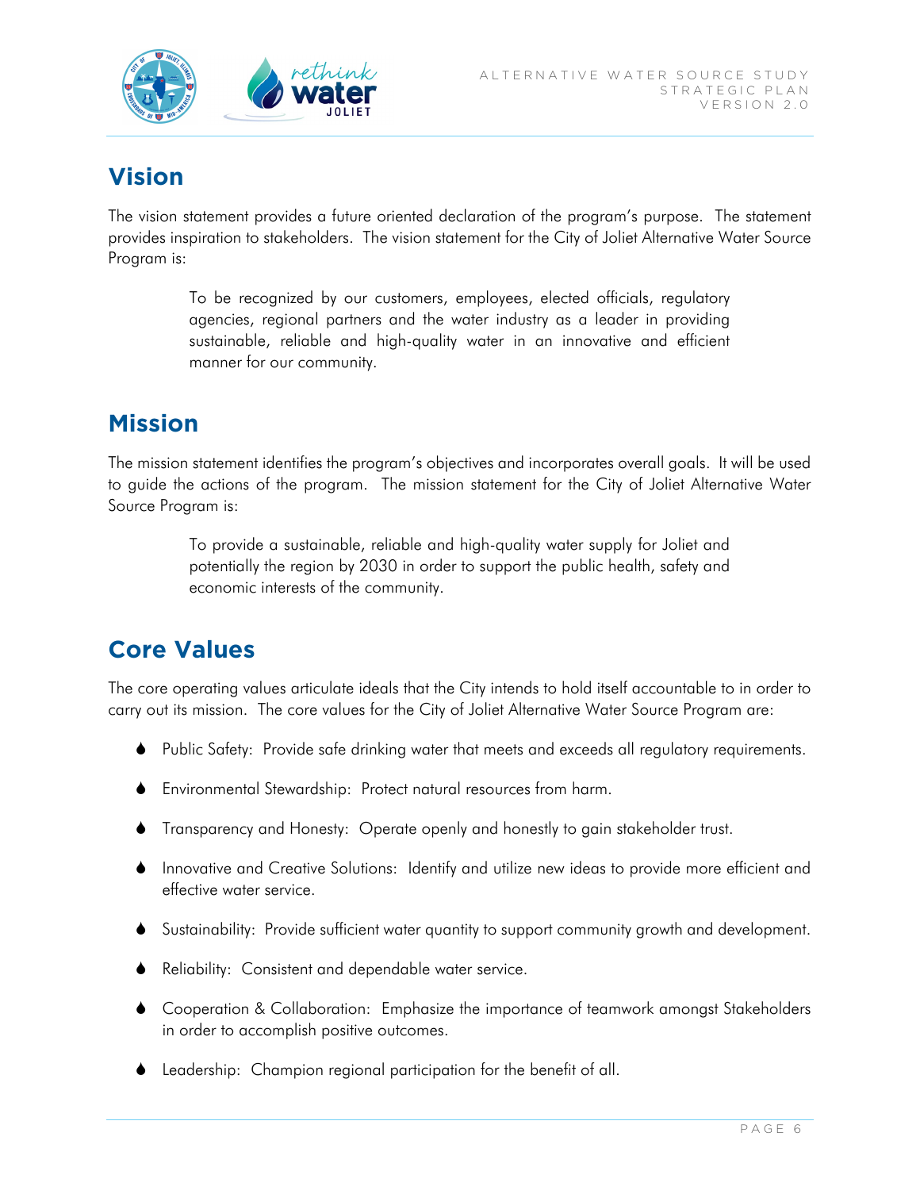## Vision

The vision statement provides a future oriented declaration of the program's purpose. The statement provides inspiration to stakeholders. The vision statement for the City of Joliet Alternative Water Source Program is:

> To be recognized by our customers, employees, elected officials, regulatory agencies, regional partners and the water industry as a leader in providing sustainable, reliable and high-quality water in an innovative and efficient manner for our community.

## Mission

The mission statement identifies the program's objectives and incorporates overall goals. It will be used to guide the actions of the program. The mission statement for the City of Joliet Alternative Water Source Program is:

> To provide a sustainable, reliable and high-quality water supply for Joliet and potentially the region by 2030 in order to support the public health, safety and economic interests of the community.

## Core Values

The core operating values articulate ideals that the City intends to hold itself accountable to in order to carry out its mission. The core values for the City of Joliet Alternative Water Source Program are:

- Public Safety: Provide safe drinking water that meets and exceeds all regulatory requirements.
- Environmental Stewardship: Protect natural resources from harm.
- Transparency and Honesty: Operate openly and honestly to gain stakeholder trust.
- Innovative and Creative Solutions: Identify and utilize new ideas to provide more efficient and effective water service.
- Sustainability: Provide sufficient water quantity to support community growth and development.
- Reliability: Consistent and dependable water service.
- Cooperation & Collaboration: Emphasize the importance of teamwork amongst Stakeholders in order to accomplish positive outcomes.
- Leadership: Champion regional participation for the benefit of all.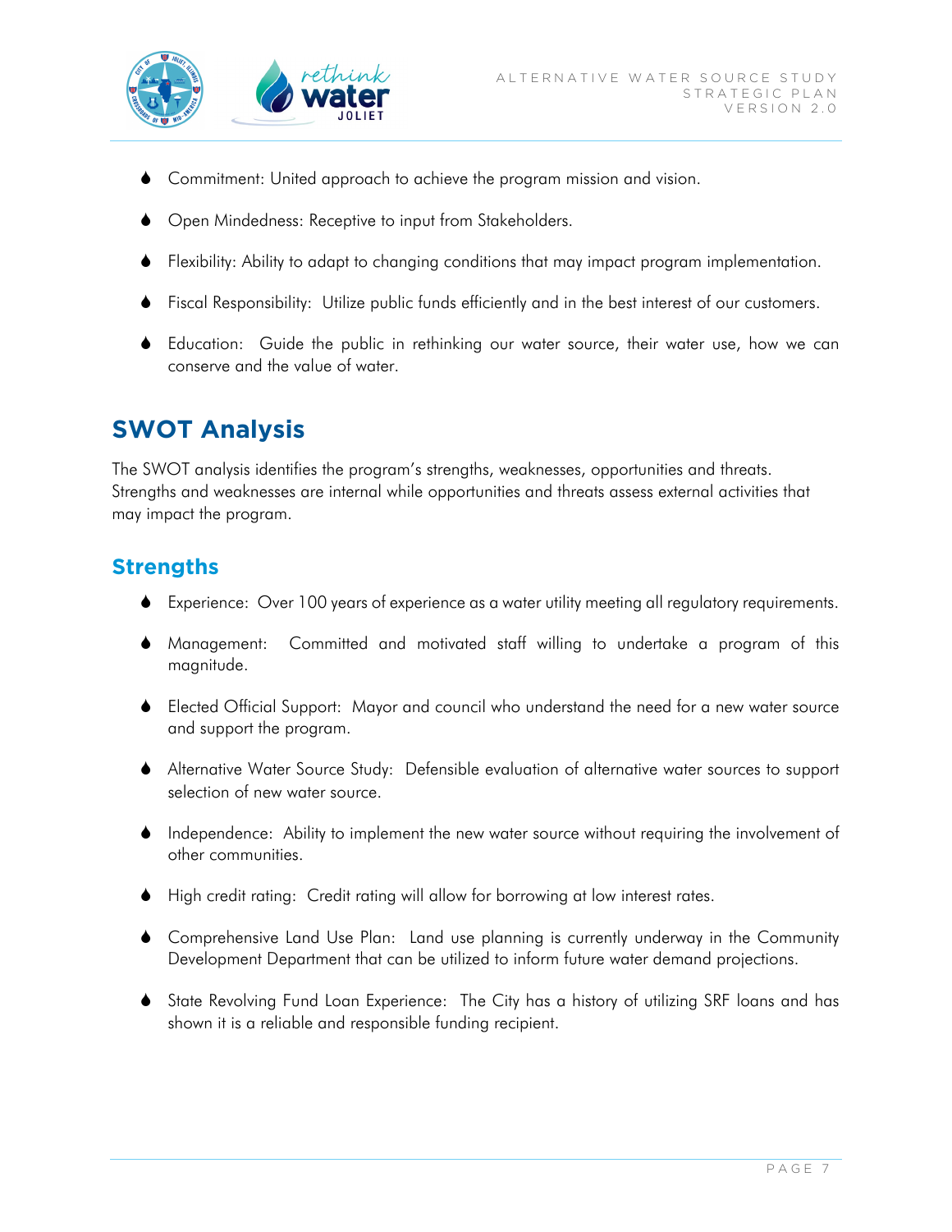- Commitment: United approach to achieve the program mission and vision.
- Open Mindedness: Receptive to input from Stakeholders.
- Flexibility: Ability to adapt to changing conditions that may impact program implementation.
- Fiscal Responsibility: Utilize public funds efficiently and in the best interest of our customers.
- Education: Guide the public in rethinking our water source, their water use, how we can conserve and the value of water.

## SWOT Analysis

The SWOT analysis identifies the program's strengths, weaknesses, opportunities and threats. Strengths and weaknesses are internal while opportunities and threats assess external activities that may impact the program.

### Strengths

- Experience: Over 100 years of experience as a water utility meeting all regulatory requirements.
- Management: Committed and motivated staff willing to undertake a program of this magnitude.
- Elected Official Support: Mayor and council who understand the need for a new water source and support the program.
- Alternative Water Source Study: Defensible evaluation of alternative water sources to support selection of new water source.
- Independence: Ability to implement the new water source without requiring the involvement of other communities.
- High credit rating: Credit rating will allow for borrowing at low interest rates.
- Comprehensive Land Use Plan: Land use planning is currently underway in the Community Development Department that can be utilized to inform future water demand projections.
- State Revolving Fund Loan Experience: The City has a history of utilizing SRF loans and has shown it is a reliable and responsible funding recipient.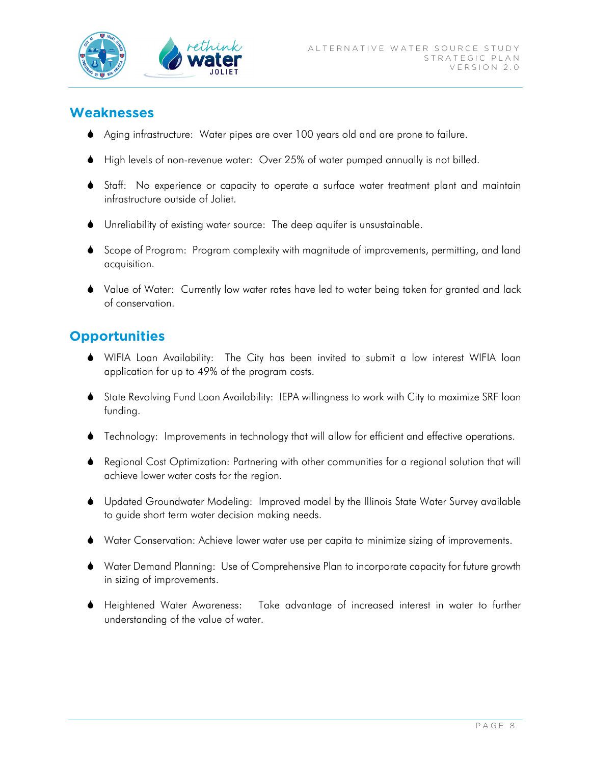## Weaknesses

- Aging infrastructure: Water pipes are over 100 years old and are prone to failure.
- High levels of non-revenue water: Over 25% of water pumped annually is not billed.
- Staff: No experience or capacity to operate a surface water treatment plant and maintain infrastructure outside of Joliet.
- Unreliability of existing water source: The deep aquifer is unsustainable.
- Scope of Program: Program complexity with magnitude of improvements, permitting, and land acquisition.
- Value of Water: Currently low water rates have led to water being taken for granted and lack of conservation.

## Opportunities

- WIFIA Loan Availability: The City has been invited to submit a low interest WIFIA loan application for up to 49% of the program costs.
- State Revolving Fund Loan Availability: IEPA willingness to work with City to maximize SRF loan funding.
- Technology: Improvements in technology that will allow for efficient and effective operations.
- Regional Cost Optimization: Partnering with other communities for a regional solution that will achieve lower water costs for the region.
- Updated Groundwater Modeling: Improved model by the Illinois State Water Survey available to guide short term water decision making needs.
- Water Conservation: Achieve lower water use per capita to minimize sizing of improvements.
- Water Demand Planning: Use of Comprehensive Plan to incorporate capacity for future growth in sizing of improvements.
- Heightened Water Awareness: Take advantage of increased interest in water to further understanding of the value of water.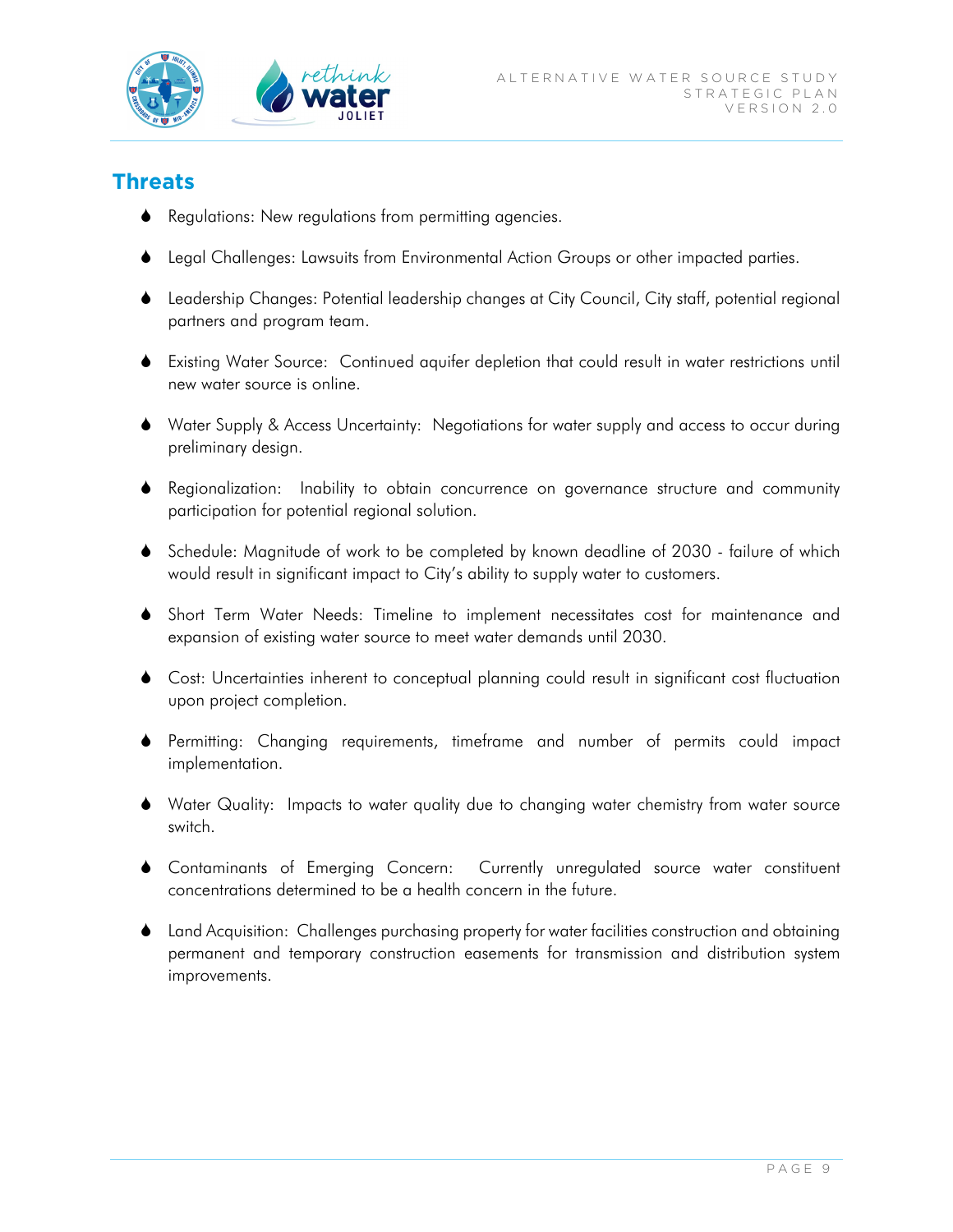## Threats

- Regulations: New regulations from permitting agencies.
- Legal Challenges: Lawsuits from Environmental Action Groups or other impacted parties.
- Leadership Changes: Potential leadership changes at City Council, City staff, potential regional partners and program team.
- Existing Water Source: Continued aquifer depletion that could result in water restrictions until new water source is online.
- Water Supply & Access Uncertainty: Negotiations for water supply and access to occur during preliminary design.
- Regionalization: Inability to obtain concurrence on governance structure and community participation for potential regional solution.
- Schedule: Magnitude of work to be completed by known deadline of 2030 - failure of which would result in significant impact to City's ability to supply water to customers.
- Short Term Water Needs: Timeline to implement necessitates cost for maintenance and expansion of existing water source to meet water demands until 2030.
- Cost: Uncertainties inherent to conceptual planning could result in significant cost fluctuation upon project completion.
- Permitting: Changing requirements, timeframe and number of permits could impact implementation.
- Water Quality: Impacts to water quality due to changing water chemistry from water source switch.
- Contaminants of Emerging Concern: Currently unregulated source water constituent concentrations determined to be a health concern in the future.
- Land Acquisition: Challenges purchasing property for water facilities construction and obtaining permanent and temporary construction easements for transmission and distribution system improvements.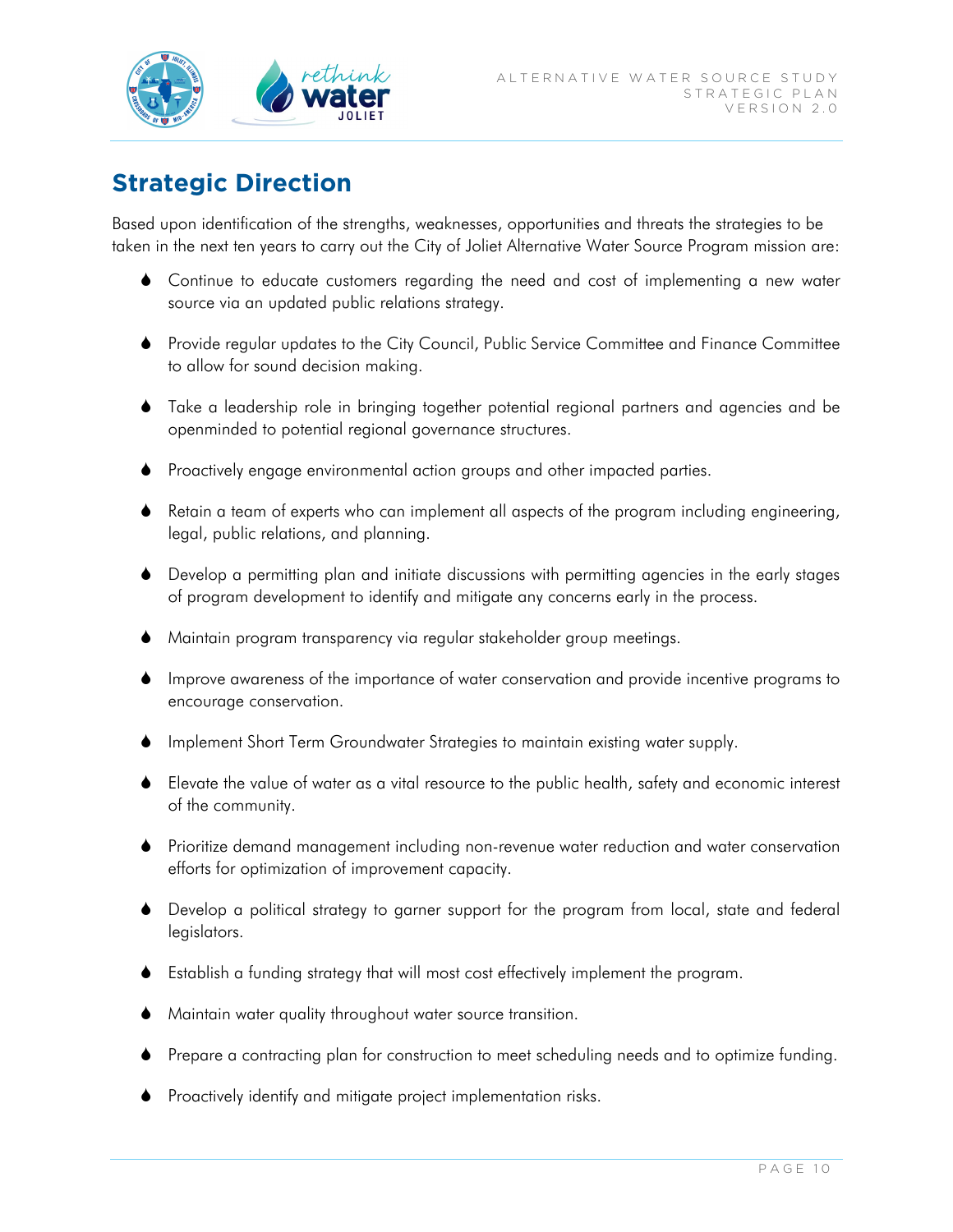## Strategic Direction

Based upon identification of the strengths, weaknesses, opportunities and threats the strategies to be taken in the next ten years to carry out the City of Joliet Alternative Water Source Program mission are:

- Continue to educate customers regarding the need and cost of implementing a new water source via an updated public relations strategy.
- Provide regular updates to the City Council, Public Service Committee and Finance Committee to allow for sound decision making.
- Take a leadership role in bringing together potential regional partners and agencies and be openminded to potential regional governance structures.
- Proactively engage environmental action groups and other impacted parties.
- Retain a team of experts who can implement all aspects of the program including engineering, legal, public relations, and planning.
- Develop a permitting plan and initiate discussions with permitting agencies in the early stages of program development to identify and mitigate any concerns early in the process.
- Maintain program transparency via regular stakeholder group meetings.
- Improve awareness of the importance of water conservation and provide incentive programs to encourage conservation.
- Implement Short Term Groundwater Strategies to maintain existing water supply.
- Elevate the value of water as a vital resource to the public health, safety and economic interest of the community.
- Prioritize demand management including non-revenue water reduction and water conservation efforts for optimization of improvement capacity.
- Develop a political strategy to garner support for the program from local, state and federal legislators.
- Establish a funding strategy that will most cost effectively implement the program.
- Maintain water quality throughout water source transition.
- Prepare a contracting plan for construction to meet scheduling needs and to optimize funding.
- Proactively identify and mitigate project implementation risks.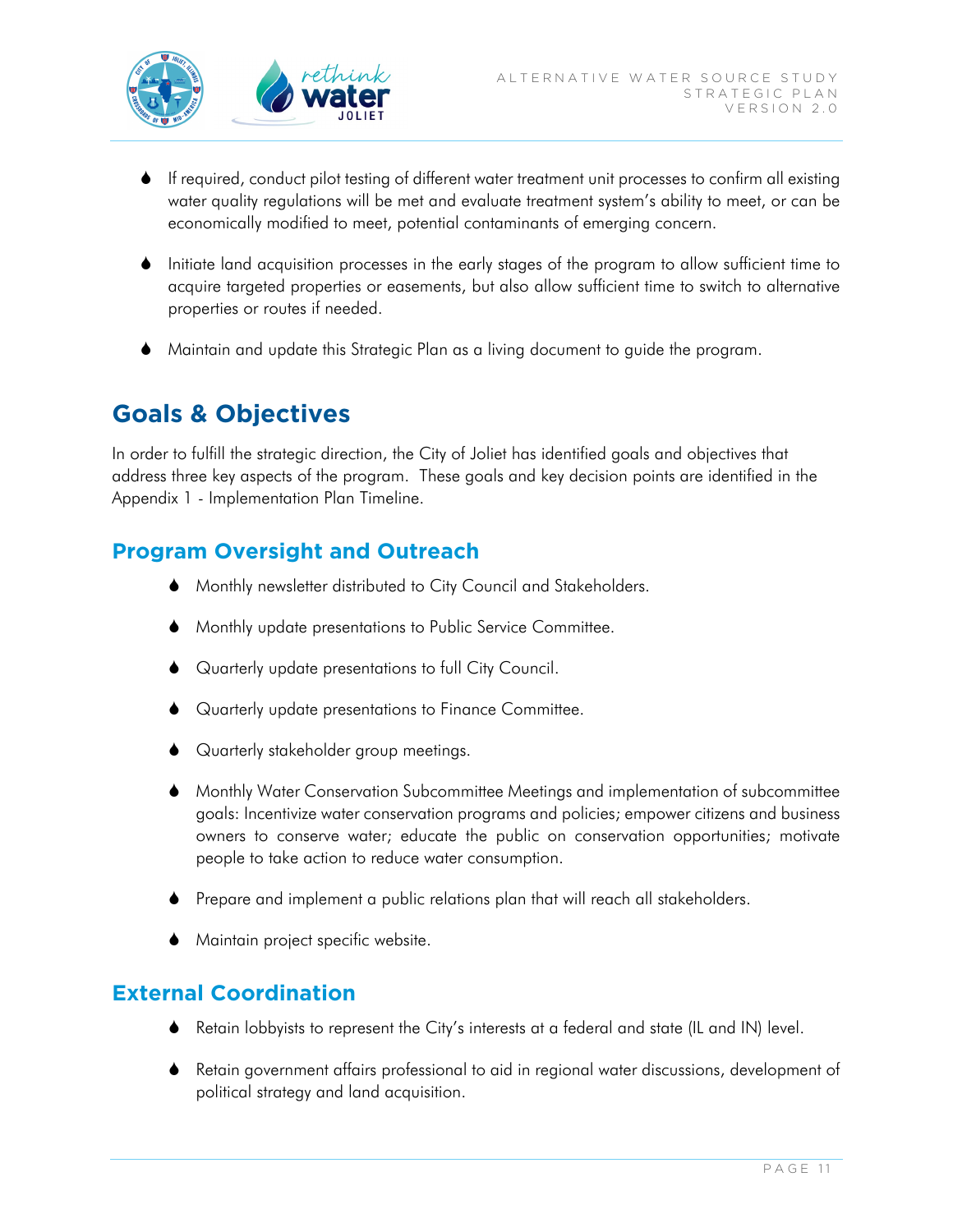- If required, conduct pilot testing of different water treatment unit processes to confirm all existing water quality regulations will be met and evaluate treatment system's ability to meet, or can be economically modified to meet, potential contaminants of emerging concern.

- Initiate land acquisition processes in the early stages of the program to allow sufficient time to acquire targeted properties or easements, but also allow sufficient time to switch to alternative properties or routes if needed.

- Maintain and update this Strategic Plan as a living document to guide the program.

## Goals & Objectives

In order to fulfill the strategic direction, the City of Joliet has identified goals and objectives that address three key aspects of the program. These goals and key decision points are identified in the Appendix 1 - Implementation Plan Timeline.

### Program Oversight and Outreach

- Monthly newsletter distributed to City Council and Stakeholders.

- Monthly update presentations to Public Service Committee.

- Quarterly update presentations to full City Council.

- Quarterly update presentations to Finance Committee.

- Quarterly stakeholder group meetings.

- Monthly Water Conservation Subcommittee Meetings and implementation of subcommittee goals: Incentivize water conservation programs and policies; empower citizens and business owners to conserve water; educate the public on conservation opportunities; motivate people to take action to reduce water consumption.

- Prepare and implement a public relations plan that will reach all stakeholders.

- Maintain project specific website.

### External Coordination

- Retain lobbyists to represent the City's interests at a federal and state (IL and IN) level.

- Retain government affairs professional to aid in regional water discussions, development of political strategy and land acquisition.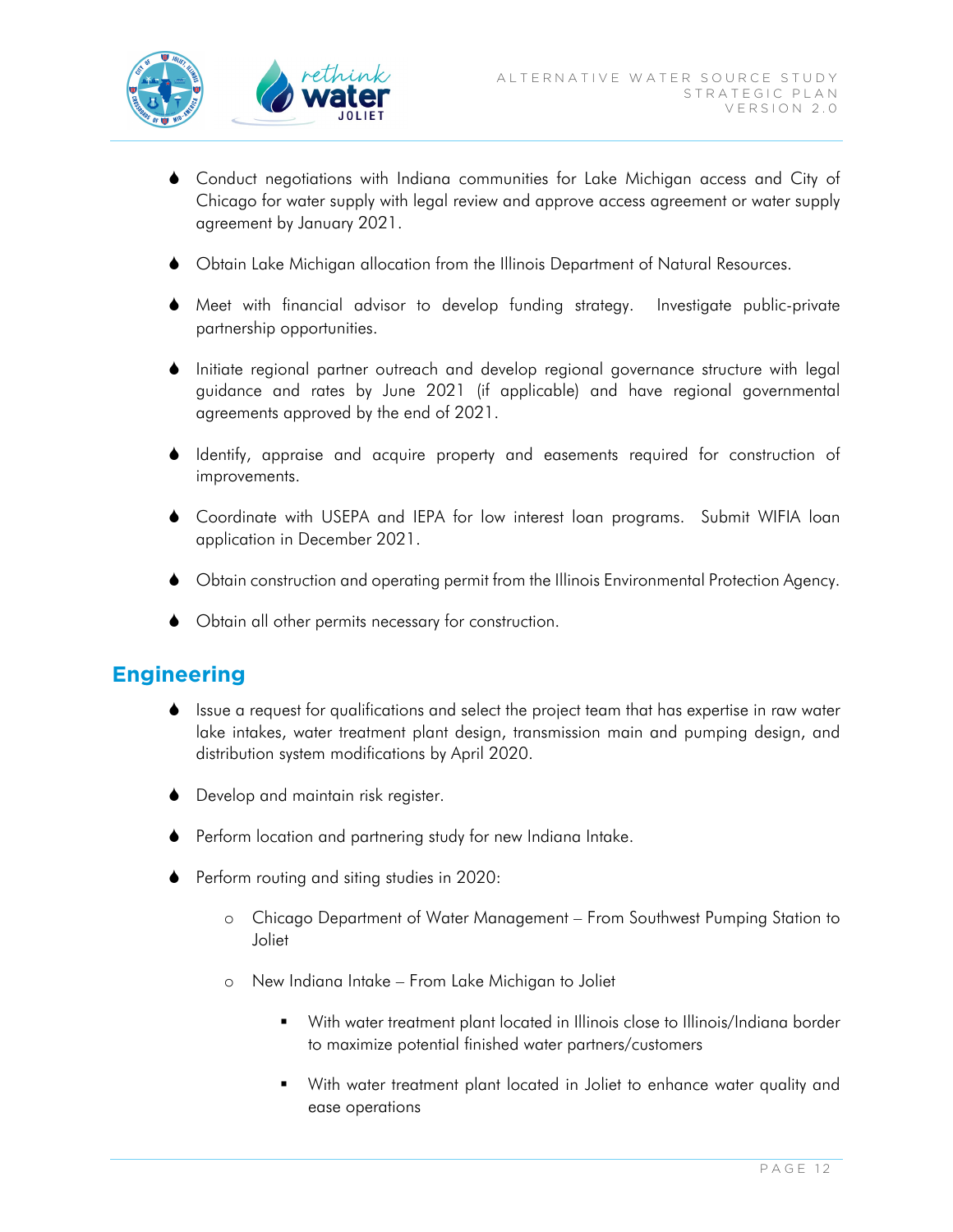- Conduct negotiations with Indiana communities for Lake Michigan access and City of Chicago for water supply with legal review and approve access agreement or water supply agreement by January 2021.
- Obtain Lake Michigan allocation from the Illinois Department of Natural Resources.
- Meet with financial advisor to develop funding strategy. Investigate public-private partnership opportunities.
- Initiate regional partner outreach and develop regional governance structure with legal guidance and rates by June 2021 (if applicable) and have regional governmental agreements approved by the end of 2021.
- Identify, appraise and acquire property and easements required for construction of improvements.
- Coordinate with USEPA and IEPA for low interest loan programs. Submit WIFIA loan application in December 2021.
- Obtain construction and operating permit from the Illinois Environmental Protection Agency.
- Obtain all other permits necessary for construction.

## Engineering

- Issue a request for qualifications and select the project team that has expertise in raw water lake intakes, water treatment plant design, transmission main and pumping design, and distribution system modifications by April 2020.
- Develop and maintain risk register.
- Perform location and partnering study for new Indiana Intake.
- Perform routing and siting studies in 2020:
    - Chicago Department of Water Management – From Southwest Pumping Station to Joliet
    - New Indiana Intake – From Lake Michigan to Joliet
        - With water treatment plant located in Illinois close to Illinois/Indiana border to maximize potential finished water partners/customers
        - With water treatment plant located in Joliet to enhance water quality and ease operations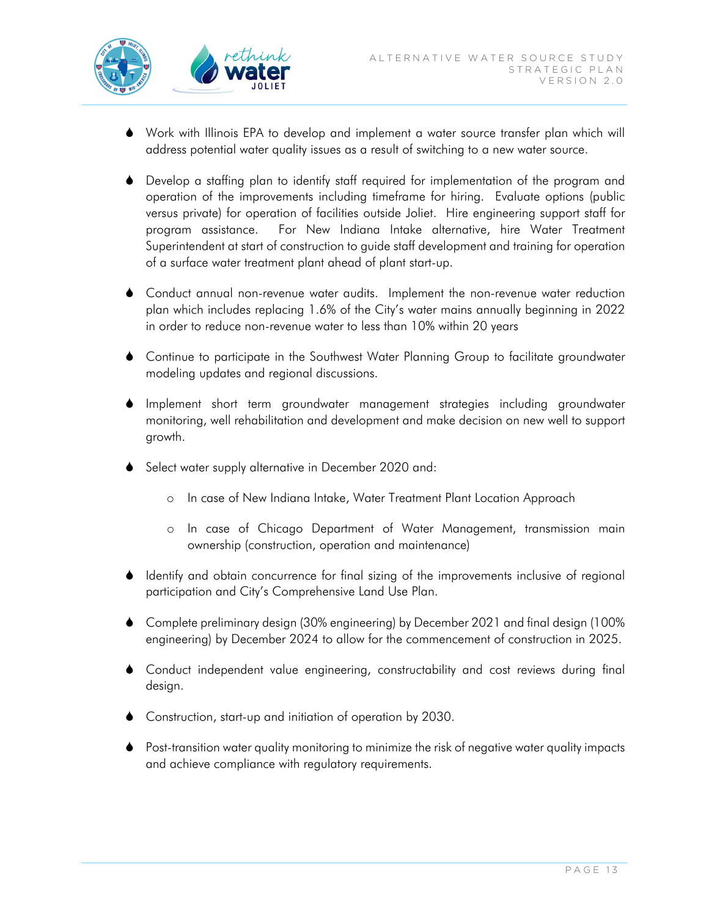- Work with Illinois EPA to develop and implement a water source transfer plan which will address potential water quality issues as a result of switching to a new water source.

- Develop a staffing plan to identify staff required for implementation of the program and operation of the improvements including timeframe for hiring. Evaluate options (public versus private) for operation of facilities outside Joliet. Hire engineering support staff for program assistance. For New Indiana Intake alternative, hire Water Treatment Superintendent at start of construction to guide staff development and training for operation of a surface water treatment plant ahead of plant start-up.

- Conduct annual non-revenue water audits. Implement the non-revenue water reduction plan which includes replacing 1.6% of the City's water mains annually beginning in 2022 in order to reduce non-revenue water to less than 10% within 20 years

- Continue to participate in the Southwest Water Planning Group to facilitate groundwater modeling updates and regional discussions.

- Implement short term groundwater management strategies including groundwater monitoring, well rehabilitation and development and make decision on new well to support growth.

- Select water supply alternative in December 2020 and:

    - In case of New Indiana Intake, Water Treatment Plant Location Approach

    - In case of Chicago Department of Water Management, transmission main ownership (construction, operation and maintenance)

- Identify and obtain concurrence for final sizing of the improvements inclusive of regional participation and City's Comprehensive Land Use Plan.

- Complete preliminary design (30% engineering) by December 2021 and final design (100% engineering) by December 2024 to allow for the commencement of construction in 2025.

- Conduct independent value engineering, constructability and cost reviews during final design.

- Construction, start-up and initiation of operation by 2030.

- Post-transition water quality monitoring to minimize the risk of negative water quality impacts and achieve compliance with regulatory requirements.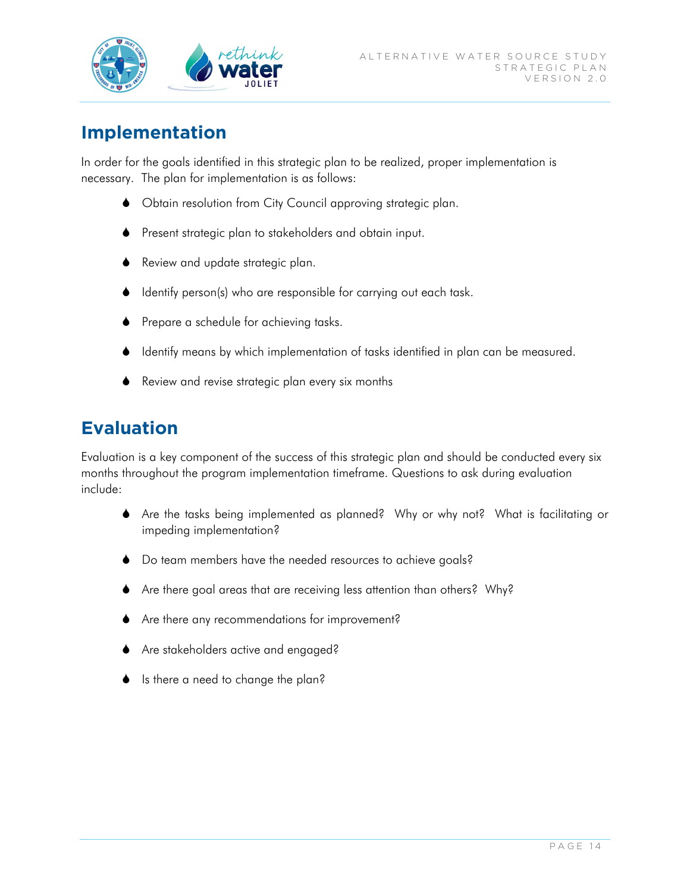## Implementation

In order for the goals identified in this strategic plan to be realized, proper implementation is necessary. The plan for implementation is as follows:

- Obtain resolution from City Council approving strategic plan.
- Present strategic plan to stakeholders and obtain input.
- Review and update strategic plan.
- Identify person(s) who are responsible for carrying out each task.
- Prepare a schedule for achieving tasks.
- Identify means by which implementation of tasks identified in plan can be measured.
- Review and revise strategic plan every six months

## Evaluation

Evaluation is a key component of the success of this strategic plan and should be conducted every six months throughout the program implementation timeframe. Questions to ask during evaluation include:

- Are the tasks being implemented as planned? Why or why not? What is facilitating or impeding implementation?
- Do team members have the needed resources to achieve goals?
- Are there goal areas that are receiving less attention than others? Why?
- Are there any recommendations for improvement?
- Are stakeholders active and engaged?
- Is there a need to change the plan?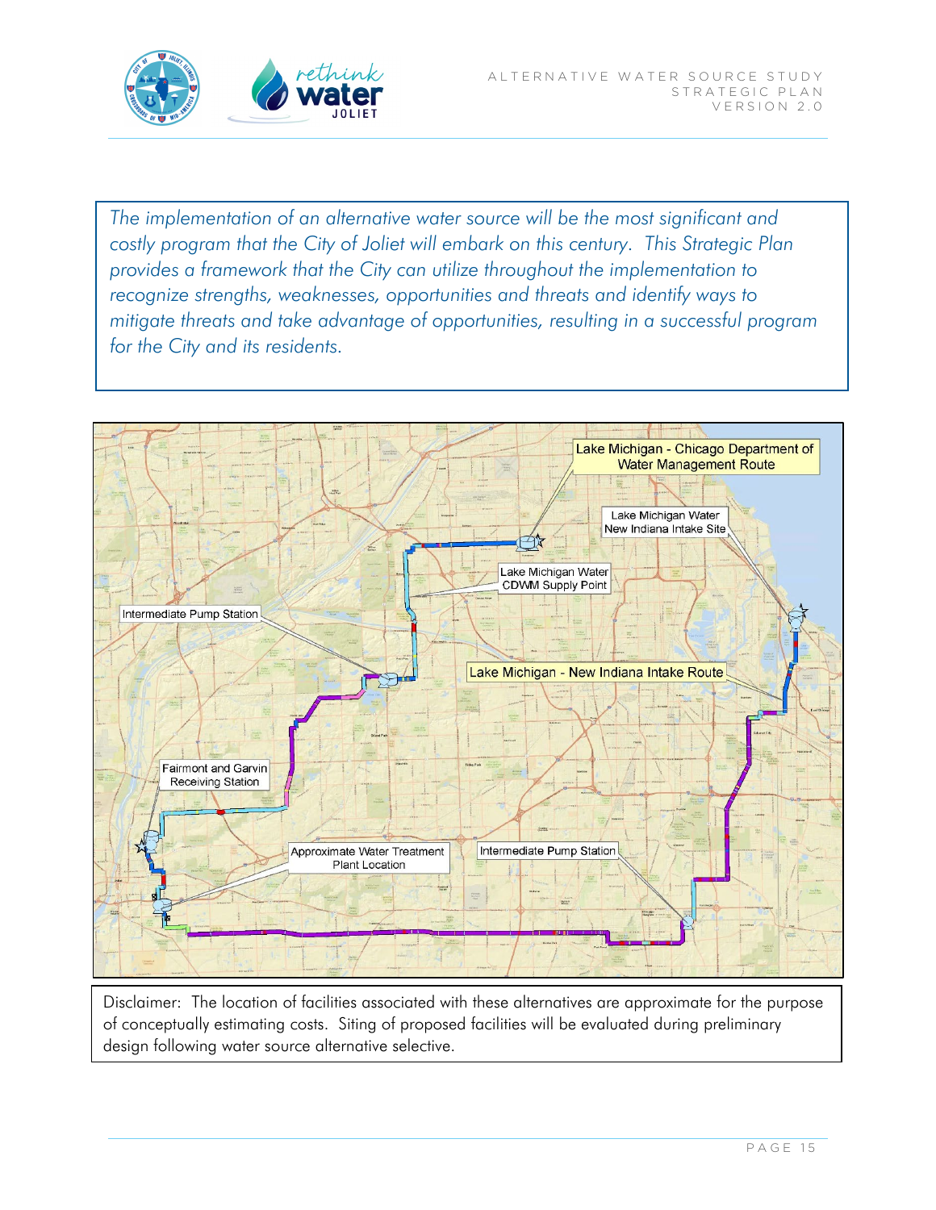*The implementation of an alternative water source will be the most significant and costly program that the City of Joliet will embark on this century. This Strategic Plan provides a framework that the City can utilize throughout the implementation to recognize strengths, weaknesses, opportunities and threats and identify ways to mitigate threats and take advantage of opportunities, resulting in a successful program for the City and its residents.*

Lake Michigan - Chicago Department of Water Management Route

Lake Michigan Water New Indiana Intake Site

Lake Michigan Water CDWM Supply Point

Intermediate Pump Station

Lake Michigan - New Indiana Intake Route

Fairmont and Garvin Receiving Station

Approximate Water Treatment Plant Location

Intermediate Pump Station

Disclaimer: The location of facilities associated with these alternatives are approximate for the purpose of conceptually estimating costs. Siting of proposed facilities will be evaluated during preliminary design following water source alternative selective.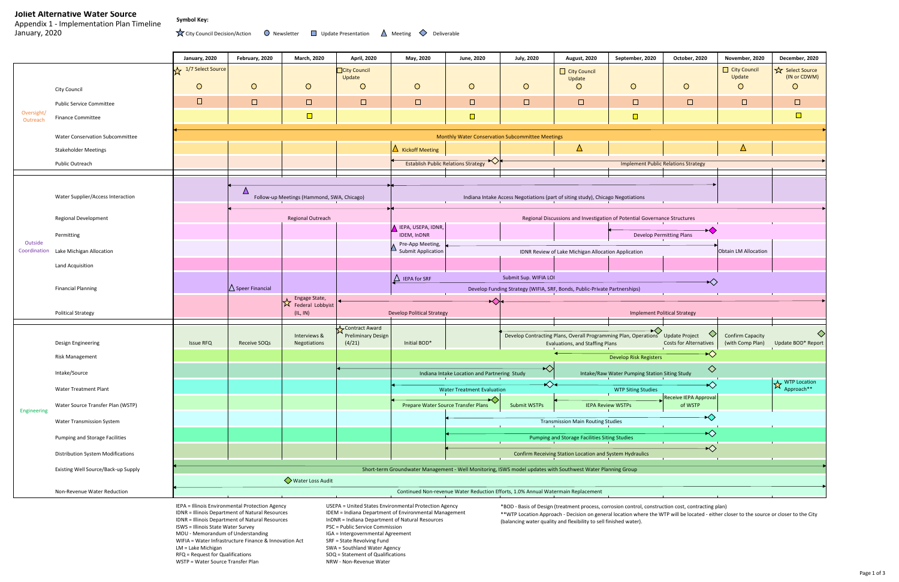# Joliet Alternative Water Source

Appendix 1 - Implementation Plan Timeline
January, 2020

**Symbol Key:**

☆ City Council Decision/Action ○ Newsletter □ Update Presentation △ Meeting ◇ Deliverable

| Category | Item | January, 2020 | February, 2020 | March, 2020 | April, 2020 | May, 2020 | June, 2020 | July, 2020 | August, 2020 | September, 2020 | October, 2020 | November, 2020 | December, 2020 |
|---|---|---|---|---|---|---|---|---|---|---|---|---|---|
| Oversight/ Outreach | City Council | ☆ 1/7 Select Source ○ | ○ | ○ | □ City Council Update ○ | ○ | ○ | ○ | □ City Council Update ○ | ○ | ○ | □ City Council Update ○ | ☆ Select Source (IN or CDWM) ○ |
| | Public Service Committee | □ | □ | □ | □ | □ | □ | □ | □ | □ | □ | □ | □ |
| | Finance Committee | | | □ | | | □ | | | □ | | | □ |
| | Water Conservation Subcommittee | Monthly Water Conservation Subcommittee Meetings (January – December) | | | | | | | | | | | |
| | Stakeholder Meetings | | | | | △ Kickoff Meeting | | | △ | | | △ | |
| | Public Outreach | | | | | Establish Public Relations Strategy (May – June) ◇ | | Implement Public Relations Strategy (July – December) | | | | | |
| Outside Coordination | Water Supplier/Access Interaction | | △ Follow-up Meetings (Hammond, SWA, Chicago) (February – April) | | | Indiana Intake Access Negotiations (part of siting study), Chicago Negotiations (May – October) | | | | | | | |
| | Regional Development | | Regional Outreach (February – April) | | | Regional Discussions and Investigation of Potential Governance Structures (May – December) | | | | | | | |
| | Permitting | | | | | △ IEPA, USEPA, IDNR, IDEM, InDNR | | | | Develop Permitting Plans (September – October) ◇ | | | |
| | Lake Michigan Allocation | | | | | △ Pre-App Meeting, Submit Application | IDNR Review of Lake Michigan Allocation Application (June – October) | | | | | Obtain LM Allocation | |
| | Land Acquisition | | | | | | | | | | | | |
| | Financial Planning | | △ Speer Financial | | | △ IEPA for SRF; Develop Funding Strategy (WIFIA, SRF, Bonds, Public-Private Partnerships) (May – October) ◇ | | Submit Sup. WIFIA LOI | | | | | |
| | Political Strategy | | | ☆ Engage State, Federal Lobbyist (IL, IN) | Develop Political Strategy (April – June) ◇ | | | Implement Political Strategy (July – December) | | | | | |
| Engineering | Design Engineering | Issue RFQ | Receive SOQs | Interviews & Negotiations | ☆ Contract Award Preliminary Design (4/21) | Initial BOD* | | Develop Contracting Plans, Overall Programming Plan, Operations Evaluations, and Staffing Plans (July – September) ◇ | | | Update Project Costs for Alternatives ◇ | Confirm Capacity (with Comp Plan) | Update BOD* Report ◇ |
| | Risk Management | | | | | | | | Develop Risk Registers (August – October) ◇ | | | | |
| | Intake/Source | | | | Indiana Intake Location and Partnering Study (April – July) ◇ | | | | Intake/Raw Water Pumping Station Siting Study (August – October) ◇ | | | | |
| | Water Treatment Plant | | | | | Water Treatment Evaluation (May – July) ◇ | | | WTP Siting Studies (August – October) ◇ | | | | ☆ WTP Location Approach** |
| | Water Source Transfer Plan (WSTP) | | | | | Prepare Water Source Transfer Plans (May – June) ◇ | | Submit WSTPs | IEPA Review WSTPs (August – September) | | Receive IEPA Approval of WSTP | | |
| | Water Transmission System | | | | | | Transmission Main Routing Studies (June – October) ◇ | | | | | | |
| | Pumping and Storage Facilities | | | | | | Pumping and Storage Facilities Siting Studies (June – October) ◇ | | | | | | |
| | Distribution System Modifications | | | | | | Confirm Receiving Station Location and System Hydraulics (June – October) ◇ | | | | | | |
| | Existing Well Source/Back-up Supply | Short-term Groundwater Management - Well Monitoring, ISWS model updates with Southwest Water Planning Group (January – December) | | | | | | | | | | | |
| | Non-Revenue Water Reduction | Continued Non-revenue Water Reduction Efforts, 1.0% Annual Watermain Replacement (January – December) | | ◇ Water Loss Audit | | | | | | | | | |

IEPA = Illinois Environmental Protection Agency
IDNR = Illinois Department of Natural Resources
IDNR = Illinois Department of Natural Resources
ISWS = Illinois State Water Survey
MOU - Memorandum of Understanding
WIFIA = Water Infrastructure Finance & Innovation Act
LM = Lake Michigan
RFQ = Request for Qualifications
WSTP = Water Source Transfer Plan

USEPA = United States Environmental Protection Agency
IDEM = Indiana Department of Environmental Management
InDNR = Indiana Department of Natural Resources
PSC = Public Service Commission
IGA = Intergovernmental Agreement
SRF = State Revolving Fund
SWA = Southland Water Agency
SOQ = Statement of Qualifications
NRW - Non-Revenue Water

*BOD - Basis of Design (treatment process, corrosion control, construction cost, contracting plan)
**WTP Location Approach - Decision on general location where the WTP will be located - either closer to the source or closer to the City (balancing water quality and flexibility to sell finished water).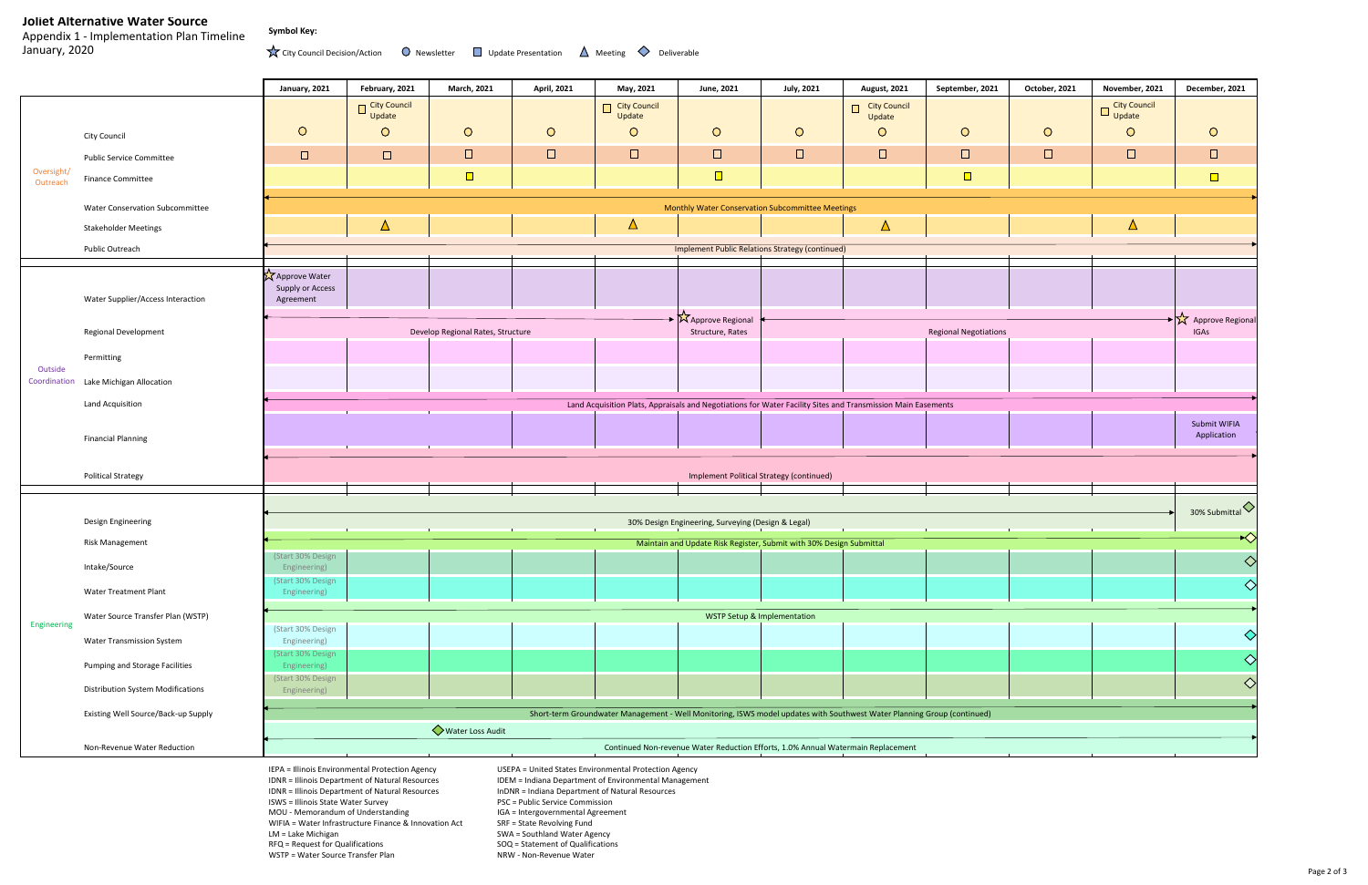**Joliet Alternative Water Source**

Appendix 1 - Implementation Plan Timeline

January, 2020

**Symbol Key:**

☆ City Council Decision/Action ○ Newsletter □ Update Presentation △ Meeting ◇ Deliverable

| Category | Item | January, 2021 | February, 2021 | March, 2021 | April, 2021 | May, 2021 | June, 2021 | July, 2021 | August, 2021 | September, 2021 | October, 2021 | November, 2021 | December, 2021 |
|---|---|---|---|---|---|---|---|---|---|---|---|---|---|
| Oversight/ Outreach | City Council | ○ | □ City Council Update ○ | ○ | ○ | □ City Council Update ○ | ○ | ○ | □ City Council Update ○ | ○ | ○ | □ City Council Update ○ | ○ |
| | Public Service Committee | □ | □ | □ | □ | □ | □ | □ | □ | □ | □ | □ | □ |
| | Finance Committee | | | □ | | | □ | | | □ | | | □ |
| | Water Conservation Subcommittee | Monthly Water Conservation Subcommittee Meetings (January–December) | | | | | | | | | | | |
| | Stakeholder Meetings | | △ | | | △ | | | △ | | | △ | |
| | Public Outreach | Implement Public Relations Strategy (continued) (January–December) | | | | | | | | | | | |
| Outside Coordination | Water Supplier/Access Interaction | ☆ Approve Water Supply or Access Agreement | | | | | | | | | | | |
| | Regional Development | Develop Regional Rates, Structure (January–May) | | | | | ☆ Approve Regional Structure, Rates | Regional Negotiations (July–November) | | | | | ☆ Approve Regional IGAs |
| | Permitting | | | | | | | | | | | | |
| | Lake Michigan Allocation | | | | | | | | | | | | |
| | Land Acquisition | Land Acquisition Plats, Appraisals and Negotiations for Water Facility Sites and Transmission Main Easements (January–December) | | | | | | | | | | | |
| | Financial Planning | | | | | | | | | | | | Submit WIFIA Application |
| | Political Strategy | Implement Political Strategy (continued) (January–December) | | | | | | | | | | | |
| Engineering | Design Engineering | 30% Design Engineering, Surveying (Design & Legal) (January–November) | | | | | | | | | | | 30% Submittal ◇ |
| | Risk Management | Maintain and Update Risk Register, Submit with 30% Design Submittal (January–December) | | | | | | | | | | | ◇ |
| | Intake/Source | (Start 30% Design Engineering) | | | | | | | | | | | ◇ |
| | Water Treatment Plant | (Start 30% Design Engineering) | | | | | | | | | | | ◇ |
| | Water Source Transfer Plan (WSTP) | WSTP Setup & Implementation (January–December) | | | | | | | | | | | |
| | Water Transmission System | (Start 30% Design Engineering) | | | | | | | | | | | ◇ |
| | Pumping and Storage Facilities | (Start 30% Design Engineering) | | | | | | | | | | | ◇ |
| | Distribution System Modifications | (Start 30% Design Engineering) | | | | | | | | | | | ◇ |
| | Existing Well Source/Back-up Supply | Short-term Groundwater Management - Well Monitoring, ISWS model updates with Southwest Water Planning Group (continued) (January–December) | | | | | | | | | | | |
| | Non-Revenue Water Reduction | Continued Non-revenue Water Reduction Efforts, 1.0% Annual Watermain Replacement (January–December) | | | ◇ Water Loss Audit | | | | | | | | |

IEPA = Illinois Environmental Protection Agency
IDNR = Illinois Department of Natural Resources
IDNR = Illinois Department of Natural Resources
ISWS = Illinois State Water Survey
MOU - Memorandum of Understanding
WIFIA = Water Infrastructure Finance & Innovation Act
LM = Lake Michigan
RFQ = Request for Qualifications
WSTP = Water Source Transfer Plan

USEPA = United States Environmental Protection Agency
IDEM = Indiana Department of Environmental Management
InDNR = Indiana Department of Natural Resources
PSC = Public Service Commission
IGA = Intergovernmental Agreement
SRF = State Revolving Fund
SWA = Southland Water Agency
SOQ = Statement of Qualifications
NRW - Non-Revenue Water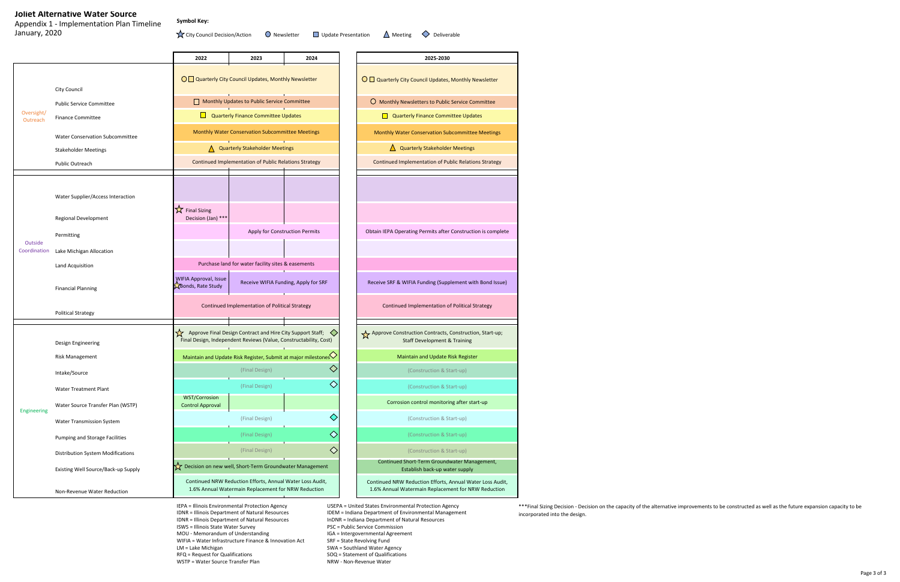# Joliet Alternative Water Source

Appendix 1 - Implementation Plan Timeline

January, 2020

**Symbol Key:**

☆ City Council Decision/Action ○ Newsletter □ Update Presentation △ Meeting ◇ Deliverable

| Category | Item | 2022 | 2023 | 2024 | 2025-2030 |
|---|---|---|---|---|---|
| Oversight/ Outreach | City Council | ○ □ Quarterly City Council Updates, Monthly Newsletter | | | ○ □ Quarterly City Council Updates, Monthly Newsletter |
| | Public Service Committee | □ Monthly Updates to Public Service Committee | | | ○ Monthly Newsletters to Public Service Committee |
| | Finance Committee | □ Quarterly Finance Committee Updates | | | □ Quarterly Finance Committee Updates |
| | Water Conservation Subcommittee | Monthly Water Conservation Subcommittee Meetings | | | Monthly Water Conservation Subcommittee Meetings |
| | Stakeholder Meetings | △ Quarterly Stakeholder Meetings | | | △ Quarterly Stakeholder Meetings |
| | Public Outreach | Continued Implementation of Public Relations Strategy | | | Continued Implementation of Public Relations Strategy |
| Outside Coordination | Water Supplier/Access Interaction | | | | |
| | Regional Development | ☆ Final Sizing Decision (Jan) *** | | | |
| | Permitting | | Apply for Construction Permits | | Obtain IEPA Operating Permits after Construction is complete |
| | Lake Michigan Allocation | | | | |
| | Land Acquisition | Purchase land for water facility sites & easements | | | |
| | Financial Planning | WIFIA Approval, Issue ☆ Bonds, Rate Study | Receive WIFIA Funding, Apply for SRF | | Receive SRF & WIFIA Funding (Supplement with Bond Issue) |
| | Political Strategy | Continued Implementation of Political Strategy | | | Continued Implementation of Political Strategy |
| Engineering | Design Engineering | ☆ Approve Final Design Contract and Hire City Support Staff; Final Design, Independent Reviews (Value, Constructability, Cost) ◇ | | | ☆ Approve Construction Contracts, Construction, Start-up; Staff Development & Training |
| | Risk Management | Maintain and Update Risk Register, Submit at major milestones ◇ | | | Maintain and Update Risk Register |
| | Intake/Source | (Final Design) ◇ | | | (Construction & Start-up) |
| | Water Treatment Plant | (Final Design) ◇ | | | (Construction & Start-up) |
| | Water Source Transfer Plan (WSTP) | WST/Corrosion Control Approval | | | Corrosion control monitoring after start-up |
| | Water Transmission System | (Final Design) ◇ | | | (Construction & Start-up) |
| | Pumping and Storage Facilities | (Final Design) ◇ | | | (Construction & Start-up) |
| | Distribution System Modifications | (Final Design) ◇ | | | (Construction & Start-up) |
| | Existing Well Source/Back-up Supply | ☆ Decision on new well, Short-Term Groundwater Management | | | Continued Short-Term Groundwater Management, Establish back-up water supply |
| | Non-Revenue Water Reduction | Continued NRW Reduction Efforts, Annual Water Loss Audit, 1.6% Annual Watermain Replacement for NRW Reduction | | | Continued NRW Reduction Efforts, Annual Water Loss Audit, 1.6% Annual Watermain Replacement for NRW Reduction |

IEPA = Illinois Environmental Protection Agency
IDNR = Illinois Department of Natural Resources
IDNR = Illinois Department of Natural Resources
ISWS = Illinois State Water Survey
MOU - Memorandum of Understanding
WIFIA = Water Infrastructure Finance & Innovation Act
LM = Lake Michigan
RFQ = Request for Qualifications
WSTP = Water Source Transfer Plan

USEPA = United States Environmental Protection Agency
IDEM = Indiana Department of Environmental Management
InDNR = Indiana Department of Natural Resources
PSC = Public Service Commission
IGA = Intergovernmental Agreement
SRF = State Revolving Fund
SWA = Southland Water Agency
SOQ = Statement of Qualifications
NRW - Non-Revenue Water

***Final Sizing Decision - Decision on the capacity of the alternative improvements to be constructed as well as the future expansion capacity to be incorporated into the design.